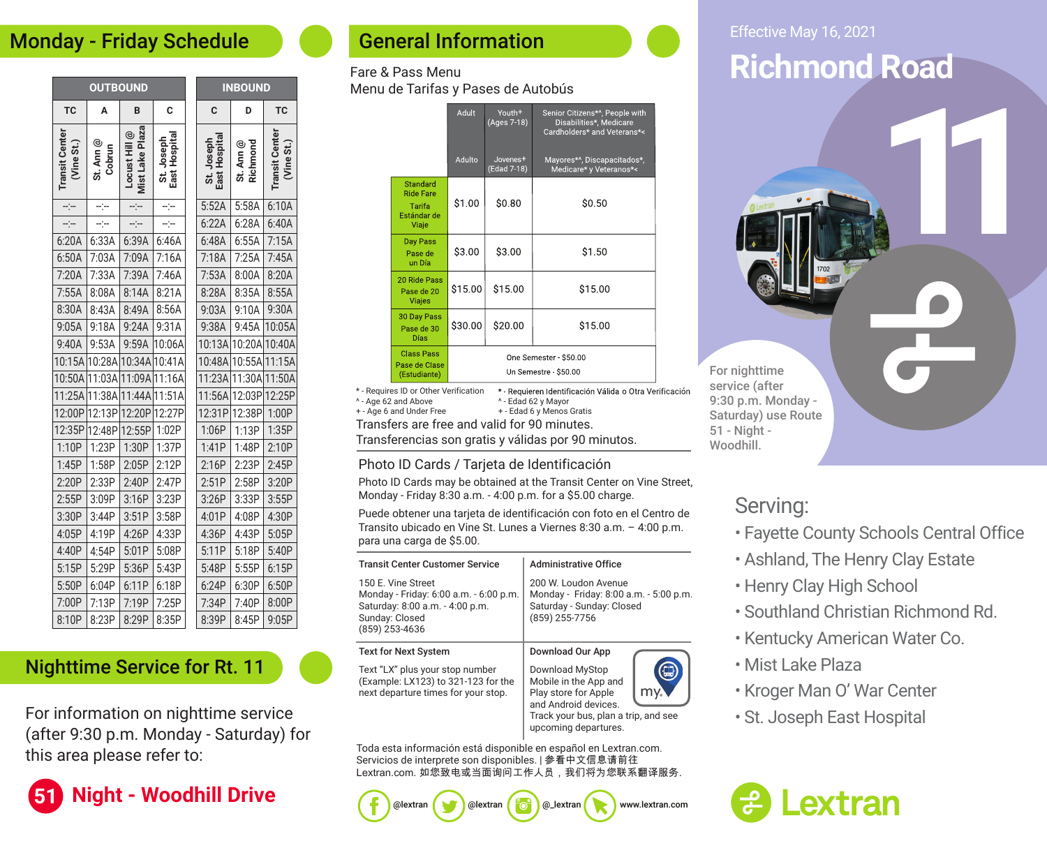# Richmond Road

Effective May 16, 2021

11

For nighttime service (after 9:30 p.m. Monday - Saturday) use Route 51 - Night - Woodhill.

## Monday - Friday Schedule

| OUTBOUND | | | | INBOUND | | |
|---|---|---|---|---|---|---|
| TC | A | B | C | C | D | TC |
| Transit Center (Vine St.) | St. Ann @ Cobrun | Locust Hill @ Mist Lake Plaza | St. Joseph East Hospital | St. Joseph East Hospital | St. Ann @ Richmond | Transit Center (Vine St.) |
| --:-- | --:-- | --:-- | --:-- | 5:52A | 5:58A | 6:10A |
| --:-- | --:-- | --:-- | --:-- | 6:22A | 6:28A | 6:40A |
| 6:20A | 6:33A | 6:39A | 6:46A | 6:48A | 6:55A | 7:15A |
| 6:50A | 7:03A | 7:09A | 7:16A | 7:18A | 7:25A | 7:45A |
| 7:20A | 7:33A | 7:39A | 7:46A | 7:53A | 8:00A | 8:20A |
| 7:55A | 8:08A | 8:14A | 8:21A | 8:28A | 8:35A | 8:55A |
| 8:30A | 8:43A | 8:49A | 8:56A | 9:03A | 9:10A | 9:30A |
| 9:05A | 9:18A | 9:24A | 9:31A | 9:38A | 9:45A | 10:05A |
| 9:40A | 9:53A | 9:59A | 10:06A | 10:13A | 10:20A | 10:40A |
| 10:15A | 10:28A | 10:34A | 10:41A | 10:48A | 10:55A | 11:15A |
| 10:50A | 11:03A | 11:09A | 11:16A | 11:23A | 11:30A | 11:50A |
| 11:25A | 11:38A | 11:44A | 11:51A | 11:56A | 12:03P | 12:25P |
| 12:00P | 12:13P | 12:20P | 12:27P | 12:31P | 12:38P | 1:00P |
| 12:35P | 12:48P | 12:55P | 1:02P | 1:06P | 1:13P | 1:35P |
| 1:10P | 1:23P | 1:30P | 1:37P | 1:41P | 1:48P | 2:10P |
| 1:45P | 1:58P | 2:05P | 2:12P | 2:16P | 2:23P | 2:45P |
| 2:20P | 2:33P | 2:40P | 2:47P | 2:51P | 2:58P | 3:20P |
| 2:55P | 3:09P | 3:16P | 3:23P | 3:26P | 3:33P | 3:55P |
| 3:30P | 3:44P | 3:51P | 3:58P | 4:01P | 4:08P | 4:30P |
| 4:05P | 4:19P | 4:26P | 4:33P | 4:36P | 4:43P | 5:05P |
| 4:40P | 4:54P | 5:01P | 5:08P | 5:11P | 5:18P | 5:40P |
| 5:15P | 5:29P | 5:36P | 5:43P | 5:48P | 5:55P | 6:15P |
| 5:50P | 6:04P | 6:11P | 6:18P | 6:24P | 6:30P | 6:50P |
| 7:00P | 7:13P | 7:19P | 7:25P | 7:34P | 7:40P | 8:00P |
| 8:10P | 8:23P | 8:29P | 8:35P | 8:39P | 8:45P | 9:05P |

## Nighttime Service for Rt. 11

For information on nighttime service (after 9:30 p.m. Monday - Saturday) for this area please refer to:

**51 Night - Woodhill Drive**

## General Information

Fare & Pass Menu
Menu de Tarifas y Pases de Autobús

| | Adult / Adulto | Youth+ (Ages 7-18) / Jovenes+ (Edad 7-18) | Senior Citizens^*, People with Disabilities*, Medicare Cardholders* and Veterans*< / Mayores^*, Discapacitados*, Medicare* y Veteranos*< |
|---|---|---|---|
| Standard Ride Fare / Tarifa Estándar de Viaje | $1.00 | $0.80 | $0.50 |
| Day Pass / Pase de un Día | $3.00 | $3.00 | $1.50 |
| 20 Ride Pass / Pase de 20 Viajes | $15.00 | $15.00 | $15.00 |
| 30 Day Pass / Pase de 30 Días | $30.00 | $20.00 | $15.00 |
| Class Pass / Pase de Clase (Estudiante) | One Semester - $50.00 / Un Semestre - $50.00 | | |

\* - Requires ID or Other Verification
^ - Age 62 and Above
+ - Age 6 and Under Free

\* - Requieren Identificación Válida o Otra Verificación
^ - Edad 62 y Mayor
+ - Edad 6 y Menos Gratis

Transfers are free and valid for 90 minutes.
Transferencias son gratis y válidas por 90 minutos.

### Photo ID Cards / Tarjeta de Identificación

Photo ID Cards may be obtained at the Transit Center on Vine Street, Monday - Friday 8:30 a.m. - 4:00 p.m. for a $5.00 charge.

Puede obtener una tarjeta de identificación con foto en el Centro de Transito ubicado en Vine St. Lunes a Viernes 8:30 a.m. – 4:00 p.m. para una carga de $5.00.

**Transit Center Customer Service**
150 E. Vine Street
Monday - Friday: 6:00 a.m. - 6:00 p.m.
Saturday: 8:00 a.m. - 4:00 p.m.
Sunday: Closed
(859) 253-4636

**Administrative Office**
200 W. Loudon Avenue
Monday - Friday: 8:00 a.m. - 5:00 p.m.
Saturday - Sunday: Closed
(859) 255-7756

**Text for Next System**
Text "LX" plus your stop number (Example: LX123) to 321-123 for the next departure times for your stop.

**Download Our App**
Download MyStop Mobile in the App and Play store for Apple and Android devices. Track your bus, plan a trip, and see upcoming departures.

Toda esta información está disponible en español en Lextran.com. Servicios de interprete son disponibles. | 参看中文信息请前往 Lextran.com. 如您致电或当面询问工作人员，我们将为您联系翻译服务.

@lextran @lextran @_lextran www.lextran.com

## Serving:

- Fayette County Schools Central Office
- Ashland, The Henry Clay Estate
- Henry Clay High School
- Southland Christian Richmond Rd.
- Kentucky American Water Co.
- Mist Lake Plaza
- Kroger Man O' War Center
- St. Joseph East Hospital

Lextran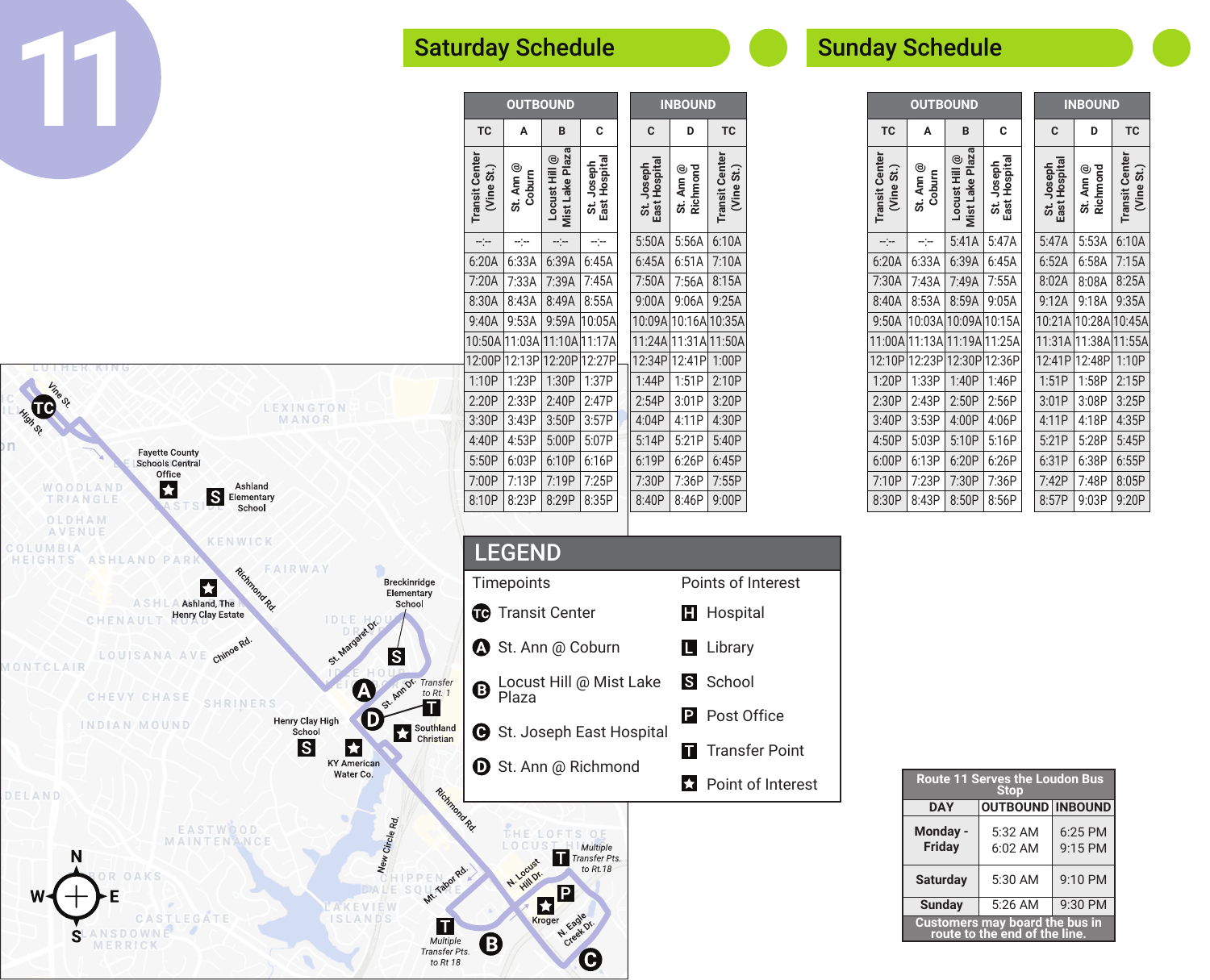# 11

## Saturday Schedule

| OUTBOUND | | | | INBOUND | | |
|---|---|---|---|---|---|---|
| TC | A | B | C | C | D | TC |
| Transit Center (Vine St.) | St. Ann @ Coburn | Locust Hill @ Mist Lake Plaza | St. Joseph East Hospital | St. Joseph East Hospital | St. Ann @ Richmond | Transit Center (Vine St.) |
| --:-- | --:-- | --:-- | --:-- | 5:50A | 5:56A | 6:10A |
| 6:20A | 6:33A | 6:39A | 6:45A | 6:45A | 6:51A | 7:10A |
| 7:20A | 7:33A | 7:39A | 7:45A | 7:50A | 7:56A | 8:15A |
| 8:30A | 8:43A | 8:49A | 8:55A | 9:00A | 9:06A | 9:25A |
| 9:40A | 9:53A | 9:59A | 10:05A | 10:09A | 10:16A | 10:35A |
| 10:50A | 11:03A | 11:10A | 11:17A | 11:24A | 11:31A | 11:50A |
| 12:00P | 12:13P | 12:20P | 12:27P | 12:34P | 12:41P | 1:00P |
| 1:10P | 1:23P | 1:30P | 1:37P | 1:44P | 1:51P | 2:10P |
| 2:20P | 2:33P | 2:40P | 2:47P | 2:54P | 3:01P | 3:20P |
| 3:30P | 3:43P | 3:50P | 3:57P | 4:04P | 4:11P | 4:30P |
| 4:40P | 4:53P | 5:00P | 5:07P | 5:14P | 5:21P | 5:40P |
| 5:50P | 6:03P | 6:10P | 6:16P | 6:19P | 6:26P | 6:45P |
| 7:00P | 7:13P | 7:19P | 7:25P | 7:30P | 7:36P | 7:55P |
| 8:10P | 8:23P | 8:29P | 8:35P | 8:40P | 8:46P | 9:00P |

## Sunday Schedule

| OUTBOUND | | | | INBOUND | | |
|---|---|---|---|---|---|---|
| TC | A | B | C | C | D | TC |
| Transit Center (Vine St.) | St. Ann @ Coburn | Locust Hill @ Mist Lake Plaza | St. Joseph East Hospital | St. Joseph East Hospital | St. Ann @ Richmond | Transit Center (Vine St.) |
| --:-- | --:-- | 5:41A | 5:47A | 5:47A | 5:53A | 6:10A |
| 6:20A | 6:33A | 6:39A | 6:45A | 6:52A | 6:58A | 7:15A |
| 7:30A | 7:43A | 7:49A | 7:55A | 8:02A | 8:08A | 8:25A |
| 8:40A | 8:53A | 8:59A | 9:05A | 9:12A | 9:18A | 9:35A |
| 9:50A | 10:03A | 10:09A | 10:15A | 10:21A | 10:28A | 10:45A |
| 11:00A | 11:13A | 11:19A | 11:25A | 11:31A | 11:38A | 11:55A |
| 12:10P | 12:23P | 12:30P | 12:36P | 12:41P | 12:48P | 1:10P |
| 1:20P | 1:33P | 1:40P | 1:46P | 1:51P | 1:58P | 2:15P |
| 2:30P | 2:43P | 2:50P | 2:56P | 3:01P | 3:08P | 3:25P |
| 3:40P | 3:53P | 4:00P | 4:06P | 4:11P | 4:18P | 4:35P |
| 4:50P | 5:03P | 5:10P | 5:16P | 5:21P | 5:28P | 5:45P |
| 6:00P | 6:13P | 6:20P | 6:26P | 6:31P | 6:38P | 6:55P |
| 7:10P | 7:23P | 7:30P | 7:36P | 7:42P | 7:48P | 8:05P |
| 8:30P | 8:43P | 8:50P | 8:56P | 8:57P | 9:03P | 9:20P |

## LEGEND

**Timepoints**
- TC Transit Center
- A St. Ann @ Coburn
- B Locust Hill @ Mist Lake Plaza
- C St. Joseph East Hospital
- D St. Ann @ Richmond

**Points of Interest**
- H Hospital
- L Library
- S School
- P Post Office
- T Transfer Point
- ★ Point of Interest

## Route 11 Serves the Loudon Bus Stop

| DAY | OUTBOUND | INBOUND |
|---|---|---|
| Monday - Friday | 5:32 AM<br>6:02 AM | 6:25 PM<br>9:15 PM |
| Saturday | 5:30 AM | 9:10 PM |
| Sunday | 5:26 AM | 9:30 PM |

Customers may board the bus in route to the end of the line.

Vine St.
High St.
Luther King
Lexington Manor
Fayette County Schools Central Office
Ashland Elementary School
Woodland Triangle
Eastside
Oldham Avenue
Columbia Heights
Ashland Park
Kenwick
Fairway
Richmond Rd.
Ashland, The Henry Clay Estate
Chenault Road
Breckinridge Elementary School
Idle Hour
St. Margaret Dr.
Louisana Ave
Chinoe Rd.
Montclair
Chevy Chase
Shriners
St. Ann Dr.
Transfer to Rt. 1
Indian Mound
Henry Clay High School
Southland Christian
KY American Water Co.
Deland
Eastwood Maintenance
New Circle Rd.
The Lofts of Locust Hill
Multiple Transfer Pts. to Rt.18
Tabor Oaks
Chippendale Square
Mt. Tabor Rd.
N. Locust Hill Dr.
Lakeview Islands
Castlegate
Kroger
N. Eagle Creek Dr.
Lansdowne Merrick
Multiple Transfer Pts. to Rt 18